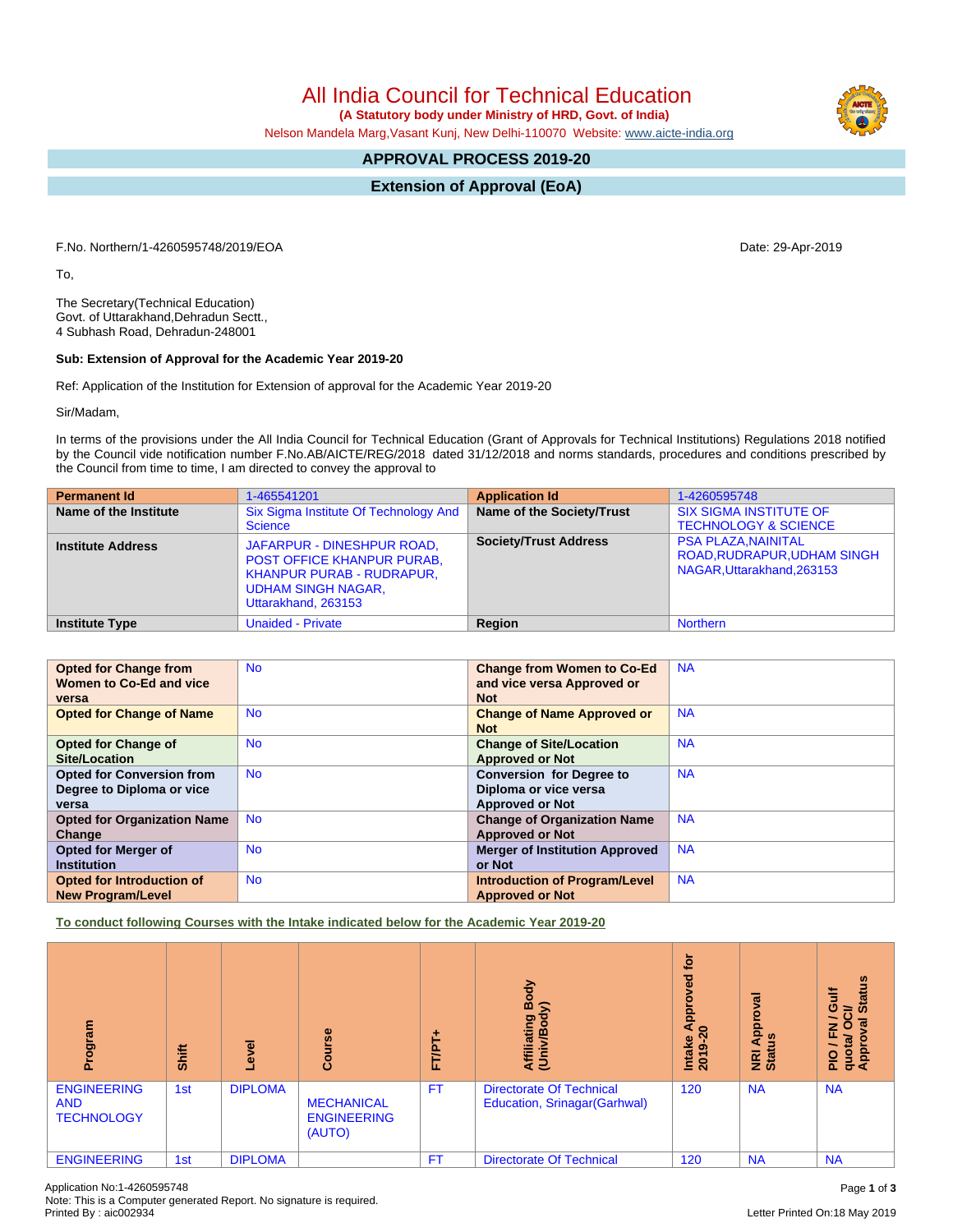# All India Council for Technical Education

**(A Statutory body under Ministry of HRD, Govt. of India)**

Nelson Mandela Marg,Vasant Kunj, New Delhi-110070 Website: www.aicte-india.org

## APPROVAL PROCESS 2019-20

## Extension of Approval (EoA)

F.No. Northern/1-4260595748/2019/EOA

Date: 29-Apr-2019

To,

The Secretary(Technical Education)
Govt. of Uttarakhand,Dehradun Sectt.,
4 Subhash Road, Dehradun-248001

**Sub: Extension of Approval for the Academic Year 2019-20**

Ref: Application of the Institution for Extension of approval for the Academic Year 2019-20

Sir/Madam,

In terms of the provisions under the All India Council for Technical Education (Grant of Approvals for Technical Institutions) Regulations 2018 notified by the Council vide notification number F.No.AB/AICTE/REG/2018 dated 31/12/2018 and norms standards, procedures and conditions prescribed by the Council from time to time, I am directed to convey the approval to

| Permanent Id | 1-465541201 | Application Id | 1-4260595748 |
|---|---|---|---|
| Name of the Institute | Six Sigma Institute Of Technology And Science | Name of the Society/Trust | SIX SIGMA INSTITUTE OF TECHNOLOGY & SCIENCE |
| Institute Address | JAFARPUR - DINESHPUR ROAD, POST OFFICE KHANPUR PURAB, KHANPUR PURAB - RUDRAPUR, UDHAM SINGH NAGAR, Uttarakhand, 263153 | Society/Trust Address | PSA PLAZA,NAINITAL ROAD,RUDRAPUR,UDHAM SINGH NAGAR,Uttarakhand,263153 |
| Institute Type | Unaided - Private | Region | Northern |

| Opted for Change from Women to Co-Ed and vice versa | No | Change from Women to Co-Ed and vice versa Approved or Not | NA |
|---|---|---|---|
| Opted for Change of Name | No | Change of Name Approved or Not | NA |
| Opted for Change of Site/Location | No | Change of Site/Location Approved or Not | NA |
| Opted for Conversion from Degree to Diploma or vice versa | No | Conversion for Degree to Diploma or vice versa Approved or Not | NA |
| Opted for Organization Name Change | No | Change of Organization Name Approved or Not | NA |
| Opted for Merger of Institution | No | Merger of Institution Approved or Not | NA |
| Opted for Introduction of New Program/Level | No | Introduction of Program/Level Approved or Not | NA |

**To conduct following Courses with the Intake indicated below for the Academic Year 2019-20**

| Program | Shift | Level | Course | FT/PT+ | Affiliating Body (Univ/Body) | Intake Approved for 2019-20 | NRI Approval Status | PIO / FN / Gulf quota/ OCI/ Approval Status |
|---|---|---|---|---|---|---|---|---|
| ENGINEERING AND TECHNOLOGY | 1st | DIPLOMA | MECHANICAL ENGINEERING (AUTO) | FT | Directorate Of Technical Education, Srinagar(Garhwal) | 120 | NA | NA |
| ENGINEERING | 1st | DIPLOMA | | FT | Directorate Of Technical | 120 | NA | NA |

Application No:1-4260595748
Note: This is a Computer generated Report. No signature is required.
Printed By : aic002934

Letter Printed On:18 May 2019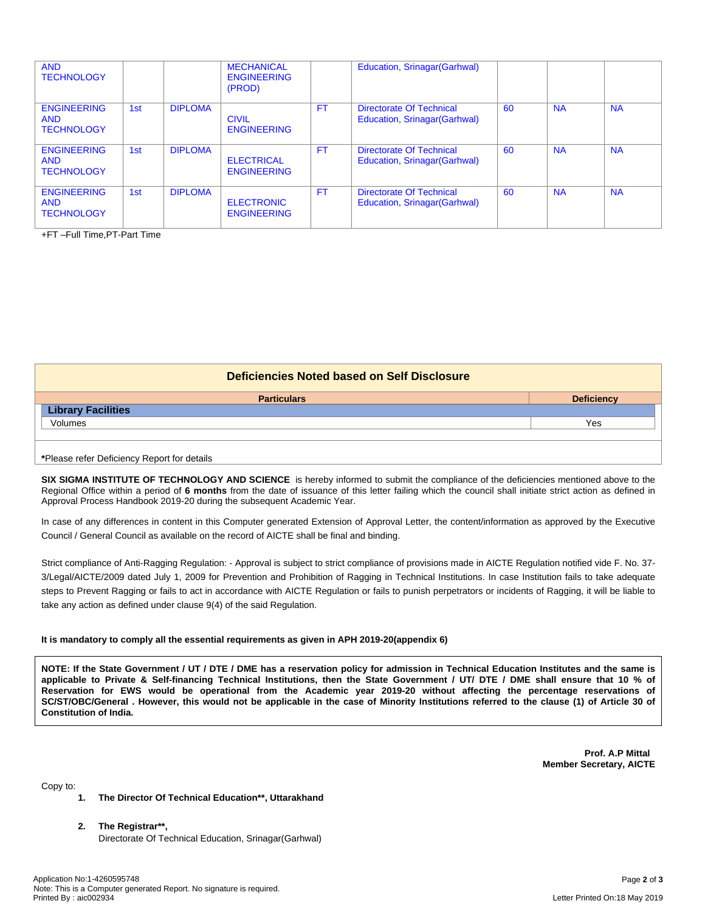| | | | | | | | | |
|---|---|---|---|---|---|---|---|---|
| AND TECHNOLOGY | | | MECHANICAL ENGINEERING (PROD) | | Education, Srinagar(Garhwal) | | | |
| ENGINEERING AND TECHNOLOGY | 1st | DIPLOMA | CIVIL ENGINEERING | FT | Directorate Of Technical Education, Srinagar(Garhwal) | 60 | NA | NA |
| ENGINEERING AND TECHNOLOGY | 1st | DIPLOMA | ELECTRICAL ENGINEERING | FT | Directorate Of Technical Education, Srinagar(Garhwal) | 60 | NA | NA |
| ENGINEERING AND TECHNOLOGY | 1st | DIPLOMA | ELECTRONIC ENGINEERING | FT | Directorate Of Technical Education, Srinagar(Garhwal) | 60 | NA | NA |

+FT –Full Time,PT-Part Time

## Deficiencies Noted based on Self Disclosure

| Particulars | Deficiency |
|---|---|
| **Library Facilities** | |
| Volumes | Yes |

***Please refer Deficiency Report for details**

**SIX SIGMA INSTITUTE OF TECHNOLOGY AND SCIENCE** is hereby informed to submit the compliance of the deficiencies mentioned above to the Regional Office within a period of **6 months** from the date of issuance of this letter failing which the council shall initiate strict action as defined in Approval Process Handbook 2019-20 during the subsequent Academic Year.

In case of any differences in content in this Computer generated Extension of Approval Letter, the content/information as approved by the Executive Council / General Council as available on the record of AICTE shall be final and binding.

Strict compliance of Anti-Ragging Regulation: - Approval is subject to strict compliance of provisions made in AICTE Regulation notified vide F. No. 37-3/Legal/AICTE/2009 dated July 1, 2009 for Prevention and Prohibition of Ragging in Technical Institutions. In case Institution fails to take adequate steps to Prevent Ragging or fails to act in accordance with AICTE Regulation or fails to punish perpetrators or incidents of Ragging, it will be liable to take any action as defined under clause 9(4) of the said Regulation.

**It is mandatory to comply all the essential requirements as given in APH 2019-20(appendix 6)**

**NOTE: If the State Government / UT / DTE / DME has a reservation policy for admission in Technical Education Institutes and the same is applicable to Private & Self-financing Technical Institutions, then the State Government / UT/ DTE / DME shall ensure that 10 % of Reservation for EWS would be operational from the Academic year 2019-20 without affecting the percentage reservations of SC/ST/OBC/General . However, this would not be applicable in the case of Minority Institutions referred to the clause (1) of Article 30 of Constitution of India.**

**Prof. A.P Mittal**
**Member Secretary, AICTE**

Copy to:

1. **The Director Of Technical Education\*\*, Uttarakhand**

2. **The Registrar\*\*,**
   Directorate Of Technical Education, Srinagar(Garhwal)

Application No:1-4260595748
Note: This is a Computer generated Report. No signature is required.
Printed By : aic002934

Letter Printed On:18 May 2019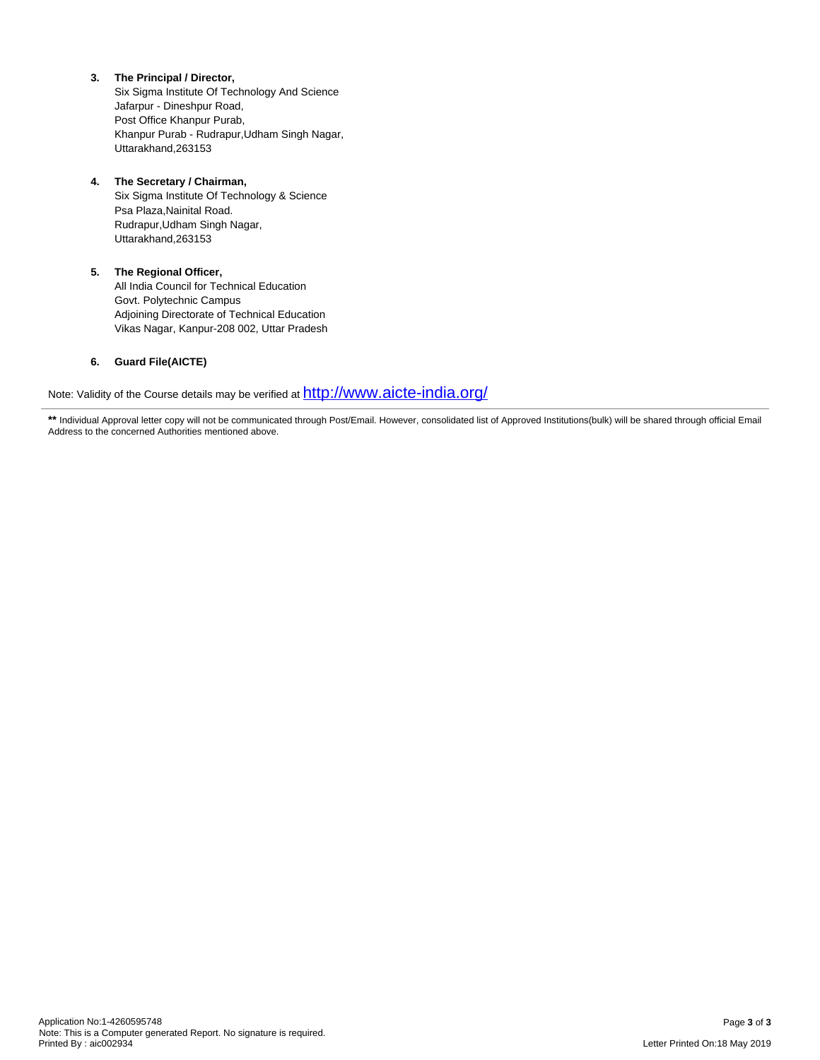3. **The Principal / Director,**
   Six Sigma Institute Of Technology And Science
   Jafarpur - Dineshpur Road,
   Post Office Khanpur Purab,
   Khanpur Purab - Rudrapur,Udham Singh Nagar,
   Uttarakhand,263153

4. **The Secretary / Chairman,**
   Six Sigma Institute Of Technology & Science
   Psa Plaza,Nainital Road.
   Rudrapur,Udham Singh Nagar,
   Uttarakhand,263153

5. **The Regional Officer,**
   All India Council for Technical Education
   Govt. Polytechnic Campus
   Adjoining Directorate of Technical Education
   Vikas Nagar, Kanpur-208 002, Uttar Pradesh

6. **Guard File(AICTE)**

Note: Validity of the Course details may be verified at http://www.aicte-india.org/

---

**\*\*** Individual Approval letter copy will not be communicated through Post/Email. However, consolidated list of Approved Institutions(bulk) will be shared through official Email Address to the concerned Authorities mentioned above.

Application No:1-4260595748
Note: This is a Computer generated Report. No signature is required.
Printed By : aic002934

Letter Printed On:18 May 2019